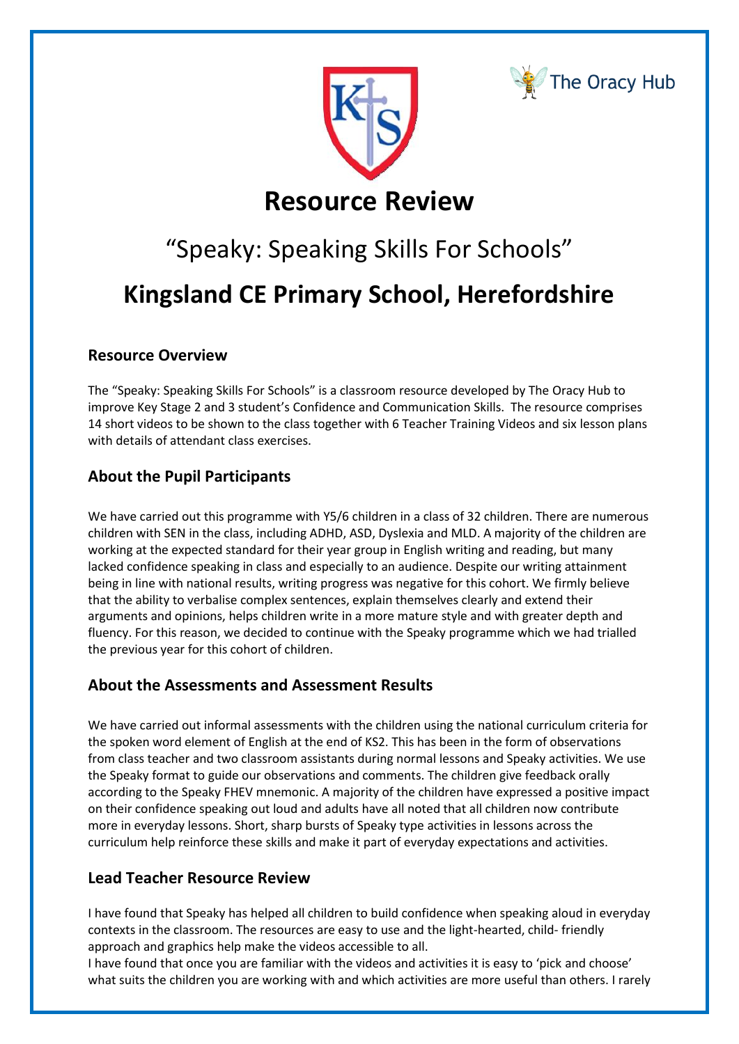# Resource Review

## "Speaky: Speaking Skills For Schools"

## Kingsland CE Primary School, Herefordshire

### Resource Overview

The "Speaky: Speaking Skills For Schools" is a classroom resource developed by The Oracy Hub to improve Key Stage 2 and 3 student's Confidence and Communication Skills. The resource comprises 14 short videos to be shown to the class together with 6 Teacher Training Videos and six lesson plans with details of attendant class exercises.

### About the Pupil Participants

We have carried out this programme with Y5/6 children in a class of 32 children. There are numerous children with SEN in the class, including ADHD, ASD, Dyslexia and MLD. A majority of the children are working at the expected standard for their year group in English writing and reading, but many lacked confidence speaking in class and especially to an audience. Despite our writing attainment being in line with national results, writing progress was negative for this cohort. We firmly believe that the ability to verbalise complex sentences, explain themselves clearly and extend their arguments and opinions, helps children write in a more mature style and with greater depth and fluency. For this reason, we decided to continue with the Speaky programme which we had trialled the previous year for this cohort of children.

### About the Assessments and Assessment Results

We have carried out informal assessments with the children using the national curriculum criteria for the spoken word element of English at the end of KS2. This has been in the form of observations from class teacher and two classroom assistants during normal lessons and Speaky activities. We use the Speaky format to guide our observations and comments. The children give feedback orally according to the Speaky FHEV mnemonic. A majority of the children have expressed a positive impact on their confidence speaking out loud and adults have all noted that all children now contribute more in everyday lessons. Short, sharp bursts of Speaky type activities in lessons across the curriculum help reinforce these skills and make it part of everyday expectations and activities.

### Lead Teacher Resource Review

I have found that Speaky has helped all children to build confidence when speaking aloud in everyday contexts in the classroom. The resources are easy to use and the light-hearted, child- friendly approach and graphics help make the videos accessible to all.

I have found that once you are familiar with the videos and activities it is easy to 'pick and choose' what suits the children you are working with and which activities are more useful than others. I rarely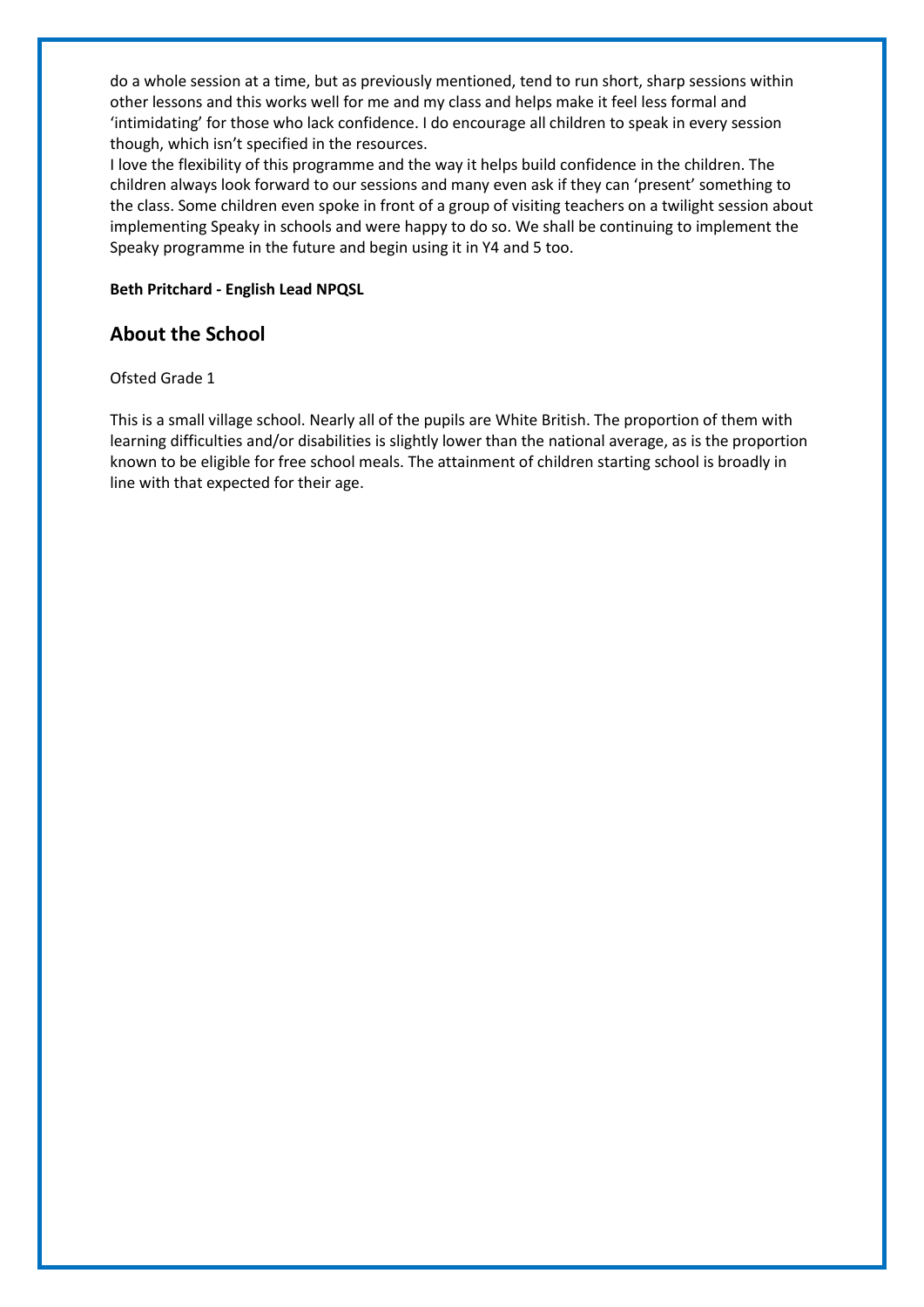do a whole session at a time, but as previously mentioned, tend to run short, sharp sessions within other lessons and this works well for me and my class and helps make it feel less formal and 'intimidating' for those who lack confidence. I do encourage all children to speak in every session though, which isn't specified in the resources.

I love the flexibility of this programme and the way it helps build confidence in the children. The children always look forward to our sessions and many even ask if they can 'present' something to the class. Some children even spoke in front of a group of visiting teachers on a twilight session about implementing Speaky in schools and were happy to do so. We shall be continuing to implement the Speaky programme in the future and begin using it in Y4 and 5 too.

**Beth Pritchard - English Lead NPQSL**

## About the School

Ofsted Grade 1

This is a small village school. Nearly all of the pupils are White British. The proportion of them with learning difficulties and/or disabilities is slightly lower than the national average, as is the proportion known to be eligible for free school meals. The attainment of children starting school is broadly in line with that expected for their age.